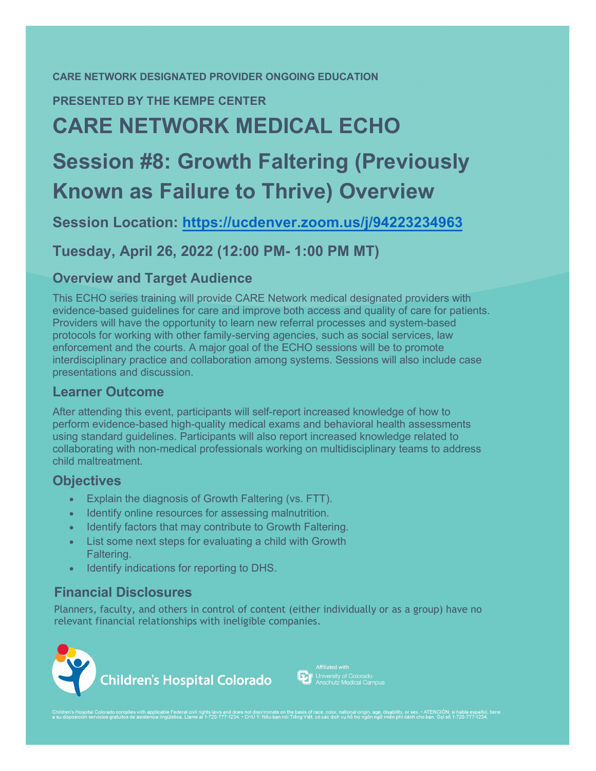**CARE NETWORK DESIGNATED PROVIDER ONGOING EDUCATION**

**PRESENTED BY THE KEMPE CENTER**

# CARE NETWORK MEDICAL ECHO

# Session #8: Growth Faltering (Previously Known as Failure to Thrive) Overview

## Session Location: [https://ucdenver.zoom.us/j/94223234963](https://ucdenver.zoom.us/j/94223234963)

## Tuesday, April 26, 2022 (12:00 PM- 1:00 PM MT)

### Overview and Target Audience

This ECHO series training will provide CARE Network medical designated providers with evidence-based guidelines for care and improve both access and quality of care for patients. Providers will have the opportunity to learn new referral processes and system-based protocols for working with other family-serving agencies, such as social services, law enforcement and the courts. A major goal of the ECHO sessions will be to promote interdisciplinary practice and collaboration among systems. Sessions will also include case presentations and discussion.

### Learner Outcome

After attending this event, participants will self-report increased knowledge of how to perform evidence-based high-quality medical exams and behavioral health assessments using standard guidelines. Participants will also report increased knowledge related to collaborating with non-medical professionals working on multidisciplinary teams to address child maltreatment.

### Objectives

- Explain the diagnosis of Growth Faltering (vs. FTT).
- Identify online resources for assessing malnutrition.
- Identify factors that may contribute to Growth Faltering.
- List some next steps for evaluating a child with Growth Faltering.
- Identify indications for reporting to DHS.

### Financial Disclosures

Planners, faculty, and others in control of content (either individually or as a group) have no relevant financial relationships with ineligible companies.

Children's Hospital Colorado

Affiliated with University of Colorado Anschutz Medical Campus

Children's Hospital Colorado complies with applicable Federal civil rights laws and does not discriminate on the basis of race, color, national origin, age, disability, or sex. • ATENCIÓN: si habla español, tiene a su disposición servicios gratuitos de asistencia lingüística. Llame al 1-720-777-1234. • CHÚ Ý: Nếu bạn nói Tiếng Việt, có các dịch vụ hỗ trợ ngôn ngữ miễn phí dành cho bạn. Gọi số 1-720-777-1234.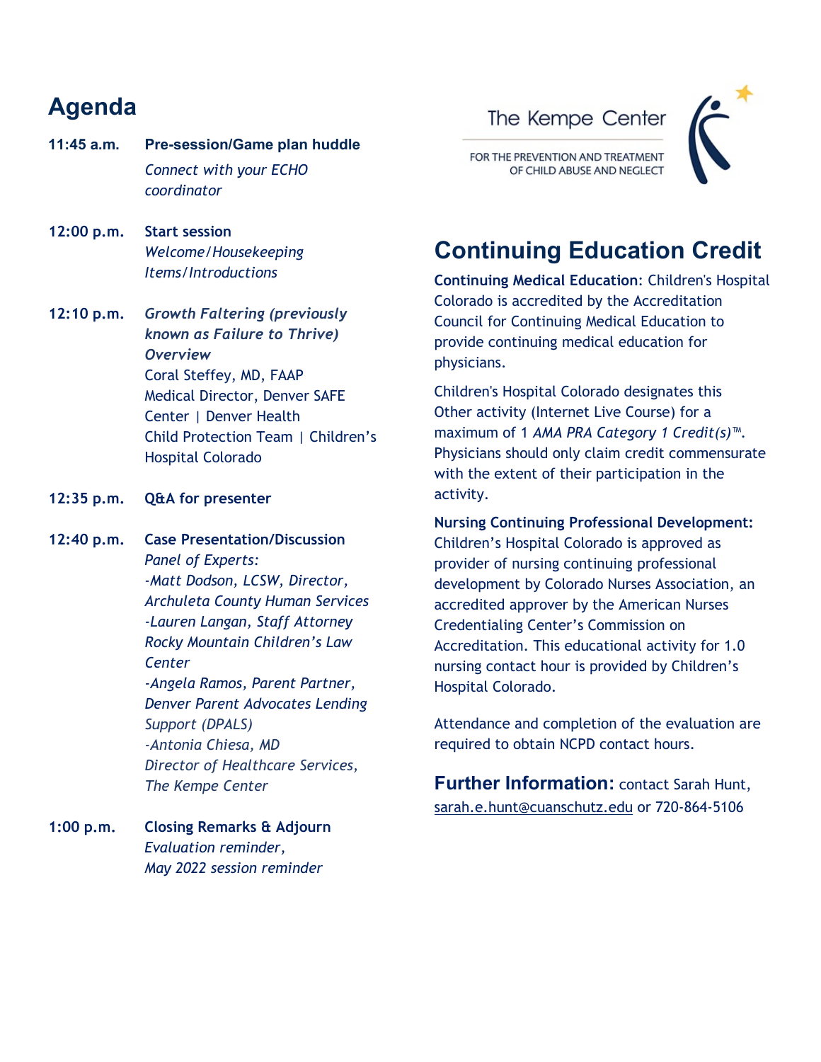## Agenda

**11:45 a.m.** **Pre-session/Game plan huddle**
*Connect with your ECHO coordinator*

**12:00 p.m.** **Start session**
*Welcome/Housekeeping Items/Introductions*

**12:10 p.m.** ***Growth Faltering (previously known as Failure to Thrive) Overview***
Coral Steffey, MD, FAAP
Medical Director, Denver SAFE Center | Denver Health
Child Protection Team | Children's Hospital Colorado

**12:35 p.m.** **Q&A for presenter**

**12:40 p.m.** **Case Presentation/Discussion**
*Panel of Experts:*
*-Matt Dodson, LCSW, Director, Archuleta County Human Services*
*-Lauren Langan, Staff Attorney Rocky Mountain Children's Law Center*
*-Angela Ramos, Parent Partner, Denver Parent Advocates Lending Support (DPALS)*
*-Antonia Chiesa, MD*
*Director of Healthcare Services, The Kempe Center*

**1:00 p.m.** **Closing Remarks & Adjourn**
*Evaluation reminder,*
*May 2022 session reminder*

The Kempe Center

FOR THE PREVENTION AND TREATMENT OF CHILD ABUSE AND NEGLECT

## Continuing Education Credit

**Continuing Medical Education**: Children's Hospital Colorado is accredited by the Accreditation Council for Continuing Medical Education to provide continuing medical education for physicians.

Children's Hospital Colorado designates this Other activity (Internet Live Course) for a maximum of 1 *AMA PRA Category 1 Credit(s)*™. Physicians should only claim credit commensurate with the extent of their participation in the activity.

**Nursing Continuing Professional Development:** Children's Hospital Colorado is approved as provider of nursing continuing professional development by Colorado Nurses Association, an accredited approver by the American Nurses Credentialing Center's Commission on Accreditation. This educational activity for 1.0 nursing contact hour is provided by Children's Hospital Colorado.

Attendance and completion of the evaluation are required to obtain NCPD contact hours.

**Further Information:** contact Sarah Hunt, sarah.e.hunt@cuanschutz.edu or 720-864-5106